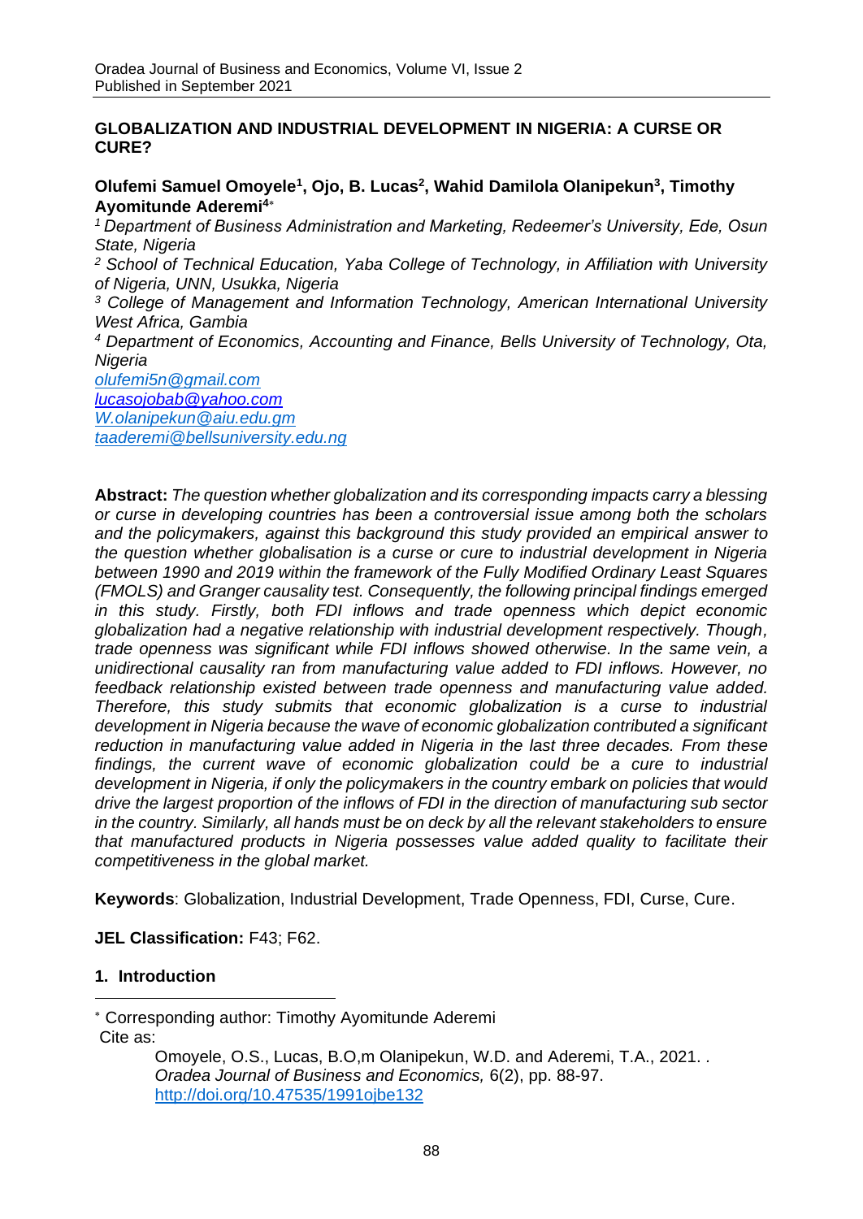# GLOBALIZATION AND INDUSTRIAL DEVELOPMENT IN NIGERIA: A CURSE OR CURE?

**Olufemi Samuel Omoyele[1], Ojo, B. Lucas[2], Wahid Damilola Olanipekun[3], Timothy Ayomitunde Aderemi[4*]**

*[1] Department of Business Administration and Marketing, Redeemer's University, Ede, Osun State, Nigeria*

*[2] School of Technical Education, Yaba College of Technology, in Affiliation with University of Nigeria, UNN, Usukka, Nigeria*

*[3] College of Management and Information Technology, American International University West Africa, Gambia*

*[4] Department of Economics, Accounting and Finance, Bells University of Technology, Ota, Nigeria*

olufemi5n@gmail.com
lucasojobab@yahoo.com
W.olanipekun@aiu.edu.gm
taaderemi@bellsuniversity.edu.ng

**Abstract:** *The question whether globalization and its corresponding impacts carry a blessing or curse in developing countries has been a controversial issue among both the scholars and the policymakers, against this background this study provided an empirical answer to the question whether globalisation is a curse or cure to industrial development in Nigeria between 1990 and 2019 within the framework of the Fully Modified Ordinary Least Squares (FMOLS) and Granger causality test. Consequently, the following principal findings emerged in this study. Firstly, both FDI inflows and trade openness which depict economic globalization had a negative relationship with industrial development respectively. Though, trade openness was significant while FDI inflows showed otherwise. In the same vein, a unidirectional causality ran from manufacturing value added to FDI inflows. However, no feedback relationship existed between trade openness and manufacturing value added. Therefore, this study submits that economic globalization is a curse to industrial development in Nigeria because the wave of economic globalization contributed a significant reduction in manufacturing value added in Nigeria in the last three decades. From these findings, the current wave of economic globalization could be a cure to industrial development in Nigeria, if only the policymakers in the country embark on policies that would drive the largest proportion of the inflows of FDI in the direction of manufacturing sub sector in the country. Similarly, all hands must be on deck by all the relevant stakeholders to ensure that manufactured products in Nigeria possesses value added quality to facilitate their competitiveness in the global market.*

**Keywords**: Globalization, Industrial Development, Trade Openness, FDI, Curse, Cure.

**JEL Classification:** F43; F62.

## 1. Introduction

---

[*] Corresponding author: Timothy Ayomitunde Aderemi

Cite as:

Omoyele, O.S., Lucas, B.O,m Olanipekun, W.D. and Aderemi, T.A., 2021. . *Oradea Journal of Business and Economics,* 6(2), pp. 88-97. http://doi.org/10.47535/1991ojbe132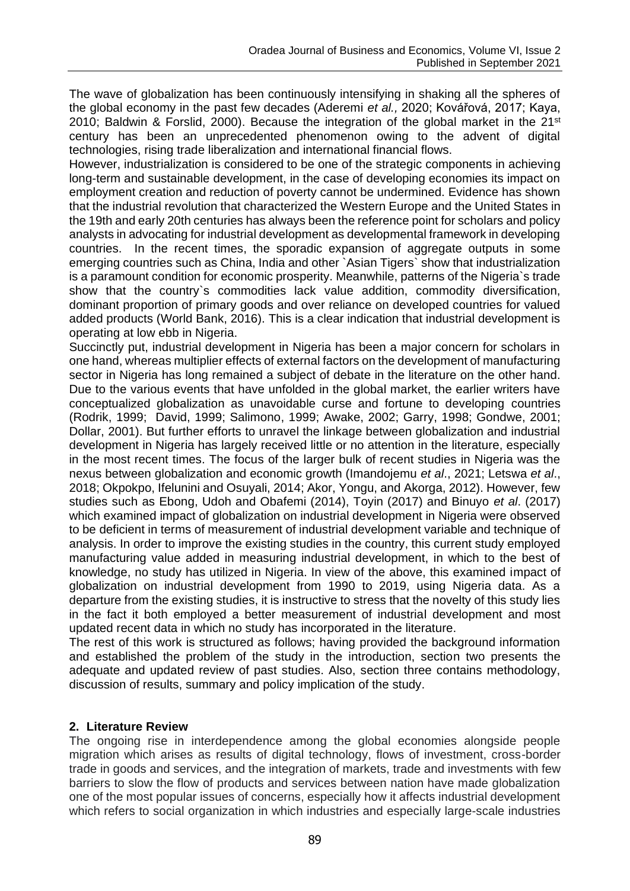The wave of globalization has been continuously intensifying in shaking all the spheres of the global economy in the past few decades (Aderemi *et al.,* 2020; Kovářová, 2017; Kaya, 2010; Baldwin & Forslid, 2000). Because the integration of the global market in the 21st century has been an unprecedented phenomenon owing to the advent of digital technologies, rising trade liberalization and international financial flows.

However, industrialization is considered to be one of the strategic components in achieving long-term and sustainable development, in the case of developing economies its impact on employment creation and reduction of poverty cannot be undermined. Evidence has shown that the industrial revolution that characterized the Western Europe and the United States in the 19th and early 20th centuries has always been the reference point for scholars and policy analysts in advocating for industrial development as developmental framework in developing countries. In the recent times, the sporadic expansion of aggregate outputs in some emerging countries such as China, India and other `Asian Tigers` show that industrialization is a paramount condition for economic prosperity. Meanwhile, patterns of the Nigeria`s trade show that the country`s commodities lack value addition, commodity diversification, dominant proportion of primary goods and over reliance on developed countries for valued added products (World Bank, 2016). This is a clear indication that industrial development is operating at low ebb in Nigeria.

Succinctly put, industrial development in Nigeria has been a major concern for scholars in one hand, whereas multiplier effects of external factors on the development of manufacturing sector in Nigeria has long remained a subject of debate in the literature on the other hand. Due to the various events that have unfolded in the global market, the earlier writers have conceptualized globalization as unavoidable curse and fortune to developing countries (Rodrik, 1999; David, 1999; Salimono, 1999; Awake, 2002; Garry, 1998; Gondwe, 2001; Dollar, 2001). But further efforts to unravel the linkage between globalization and industrial development in Nigeria has largely received little or no attention in the literature, especially in the most recent times. The focus of the larger bulk of recent studies in Nigeria was the nexus between globalization and economic growth (Imandojemu *et al*., 2021; Letswa *et al*., 2018; Okpokpo, Ifelunini and Osuyali, 2014; Akor, Yongu, and Akorga, 2012). However, few studies such as Ebong, Udoh and Obafemi (2014), Toyin (2017) and Binuyo *et al*. (2017) which examined impact of globalization on industrial development in Nigeria were observed to be deficient in terms of measurement of industrial development variable and technique of analysis. In order to improve the existing studies in the country, this current study employed manufacturing value added in measuring industrial development, in which to the best of knowledge, no study has utilized in Nigeria. In view of the above, this examined impact of globalization on industrial development from 1990 to 2019, using Nigeria data. As a departure from the existing studies, it is instructive to stress that the novelty of this study lies in the fact it both employed a better measurement of industrial development and most updated recent data in which no study has incorporated in the literature.

The rest of this work is structured as follows; having provided the background information and established the problem of the study in the introduction, section two presents the adequate and updated review of past studies. Also, section three contains methodology, discussion of results, summary and policy implication of the study.

## 2. Literature Review

The ongoing rise in interdependence among the global economies alongside people migration which arises as results of digital technology, flows of investment, cross-border trade in goods and services, and the integration of markets, trade and investments with few barriers to slow the flow of products and services between nation have made globalization one of the most popular issues of concerns, especially how it affects industrial development which refers to social organization in which industries and especially large-scale industries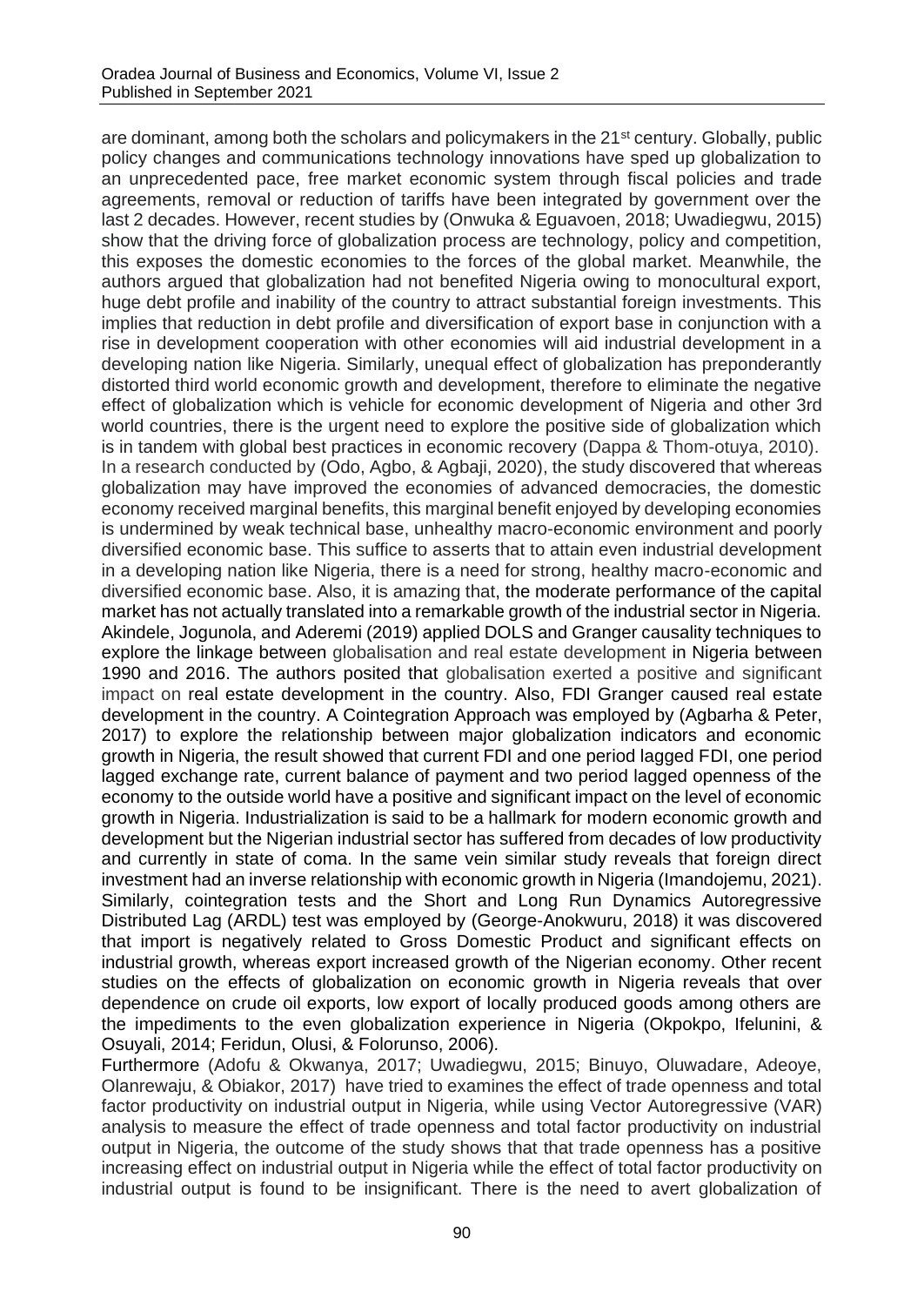are dominant, among both the scholars and policymakers in the 21st century. Globally, public policy changes and communications technology innovations have sped up globalization to an unprecedented pace, free market economic system through fiscal policies and trade agreements, removal or reduction of tariffs have been integrated by government over the last 2 decades. However, recent studies by (Onwuka & Eguavoen, 2018; Uwadiegwu, 2015) show that the driving force of globalization process are technology, policy and competition, this exposes the domestic economies to the forces of the global market. Meanwhile, the authors argued that globalization had not benefited Nigeria owing to monocultural export, huge debt profile and inability of the country to attract substantial foreign investments. This implies that reduction in debt profile and diversification of export base in conjunction with a rise in development cooperation with other economies will aid industrial development in a developing nation like Nigeria. Similarly, unequal effect of globalization has preponderantly distorted third world economic growth and development, therefore to eliminate the negative effect of globalization which is vehicle for economic development of Nigeria and other 3rd world countries, there is the urgent need to explore the positive side of globalization which is in tandem with global best practices in economic recovery (Dappa & Thom-otuya, 2010). In a research conducted by (Odo, Agbo, & Agbaji, 2020), the study discovered that whereas globalization may have improved the economies of advanced democracies, the domestic economy received marginal benefits, this marginal benefit enjoyed by developing economies is undermined by weak technical base, unhealthy macro-economic environment and poorly diversified economic base. This suffice to asserts that to attain even industrial development in a developing nation like Nigeria, there is a need for strong, healthy macro-economic and diversified economic base. Also, it is amazing that, the moderate performance of the capital market has not actually translated into a remarkable growth of the industrial sector in Nigeria. Akindele, Jogunola, and Aderemi (2019) applied DOLS and Granger causality techniques to explore the linkage between globalisation and real estate development in Nigeria between 1990 and 2016. The authors posited that globalisation exerted a positive and significant impact on real estate development in the country. Also, FDI Granger caused real estate development in the country. A Cointegration Approach was employed by (Agbarha & Peter, 2017) to explore the relationship between major globalization indicators and economic growth in Nigeria, the result showed that current FDI and one period lagged FDI, one period lagged exchange rate, current balance of payment and two period lagged openness of the economy to the outside world have a positive and significant impact on the level of economic growth in Nigeria. Industrialization is said to be a hallmark for modern economic growth and development but the Nigerian industrial sector has suffered from decades of low productivity and currently in state of coma. In the same vein similar study reveals that foreign direct investment had an inverse relationship with economic growth in Nigeria (Imandojemu, 2021). Similarly, cointegration tests and the Short and Long Run Dynamics Autoregressive Distributed Lag (ARDL) test was employed by (George-Anokwuru, 2018) it was discovered that import is negatively related to Gross Domestic Product and significant effects on industrial growth, whereas export increased growth of the Nigerian economy. Other recent studies on the effects of globalization on economic growth in Nigeria reveals that over dependence on crude oil exports, low export of locally produced goods among others are the impediments to the even globalization experience in Nigeria (Okpokpo, Ifelunini, & Osuyali, 2014; Feridun, Olusi, & Folorunso, 2006).

Furthermore (Adofu & Okwanya, 2017; Uwadiegwu, 2015; Binuyo, Oluwadare, Adeoye, Olanrewaju, & Obiakor, 2017) have tried to examines the effect of trade openness and total factor productivity on industrial output in Nigeria, while using Vector Autoregressive (VAR) analysis to measure the effect of trade openness and total factor productivity on industrial output in Nigeria, the outcome of the study shows that that trade openness has a positive increasing effect on industrial output in Nigeria while the effect of total factor productivity on industrial output is found to be insignificant. There is the need to avert globalization of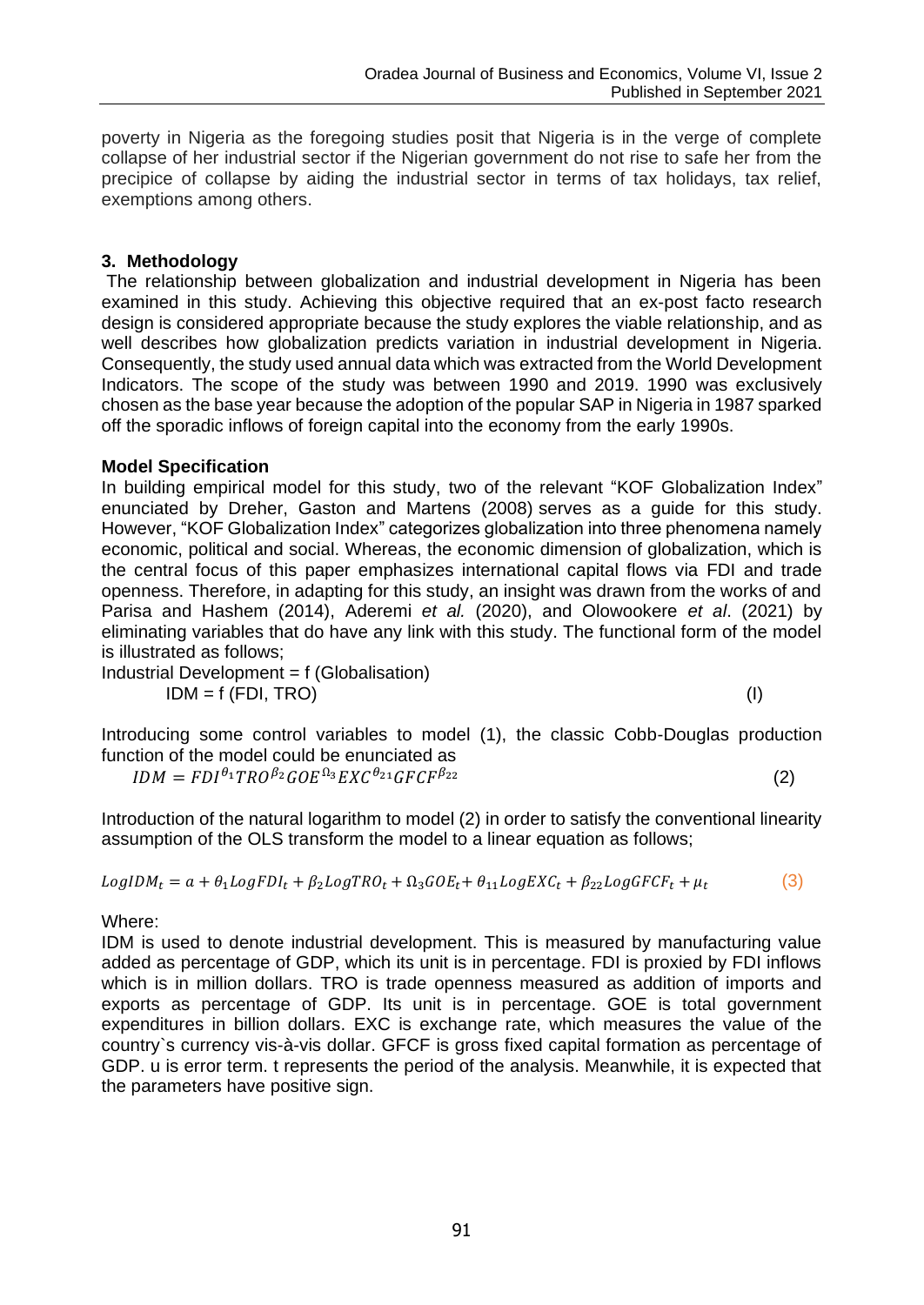poverty in Nigeria as the foregoing studies posit that Nigeria is in the verge of complete collapse of her industrial sector if the Nigerian government do not rise to safe her from the precipice of collapse by aiding the industrial sector in terms of tax holidays, tax relief, exemptions among others.

## 3. Methodology

The relationship between globalization and industrial development in Nigeria has been examined in this study. Achieving this objective required that an ex-post facto research design is considered appropriate because the study explores the viable relationship, and as well describes how globalization predicts variation in industrial development in Nigeria. Consequently, the study used annual data which was extracted from the World Development Indicators. The scope of the study was between 1990 and 2019. 1990 was exclusively chosen as the base year because the adoption of the popular SAP in Nigeria in 1987 sparked off the sporadic inflows of foreign capital into the economy from the early 1990s.

### Model Specification

In building empirical model for this study, two of the relevant "KOF Globalization Index" enunciated by Dreher, Gaston and Martens (2008) serves as a guide for this study. However, "KOF Globalization Index" categorizes globalization into three phenomena namely economic, political and social. Whereas, the economic dimension of globalization, which is the central focus of this paper emphasizes international capital flows via FDI and trade openness. Therefore, in adapting for this study, an insight was drawn from the works of and Parisa and Hashem (2014), Aderemi *et al.* (2020), and Olowookere *et al*. (2021) by eliminating variables that do have any link with this study. The functional form of the model is illustrated as follows;

Industrial Development = f (Globalisation)

$$IDM = f(FDI, TRO) \tag{I}$$

Introducing some control variables to model (1), the classic Cobb-Douglas production function of the model could be enunciated as

$$IDM = FDI^{\theta_1} TRO^{\beta_2} GOE^{\Omega_3} EXC^{\theta_{21}} GFCF^{\beta_{22}} \tag{2}$$

Introduction of the natural logarithm to model (2) in order to satisfy the conventional linearity assumption of the OLS transform the model to a linear equation as follows;

$$LogIDM_t = a + \theta_1 LogFDI_t + \beta_2 LogTRO_t + \Omega_3 GOE_t + \theta_{11} LogEXC_t + \beta_{22} LogGFCF_t + \mu_t \tag{3}$$

Where:

IDM is used to denote industrial development. This is measured by manufacturing value added as percentage of GDP, which its unit is in percentage. FDI is proxied by FDI inflows which is in million dollars. TRO is trade openness measured as addition of imports and exports as percentage of GDP. Its unit is in percentage. GOE is total government expenditures in billion dollars. EXC is exchange rate, which measures the value of the country`s currency vis-à-vis dollar. GFCF is gross fixed capital formation as percentage of GDP. u is error term. t represents the period of the analysis. Meanwhile, it is expected that the parameters have positive sign.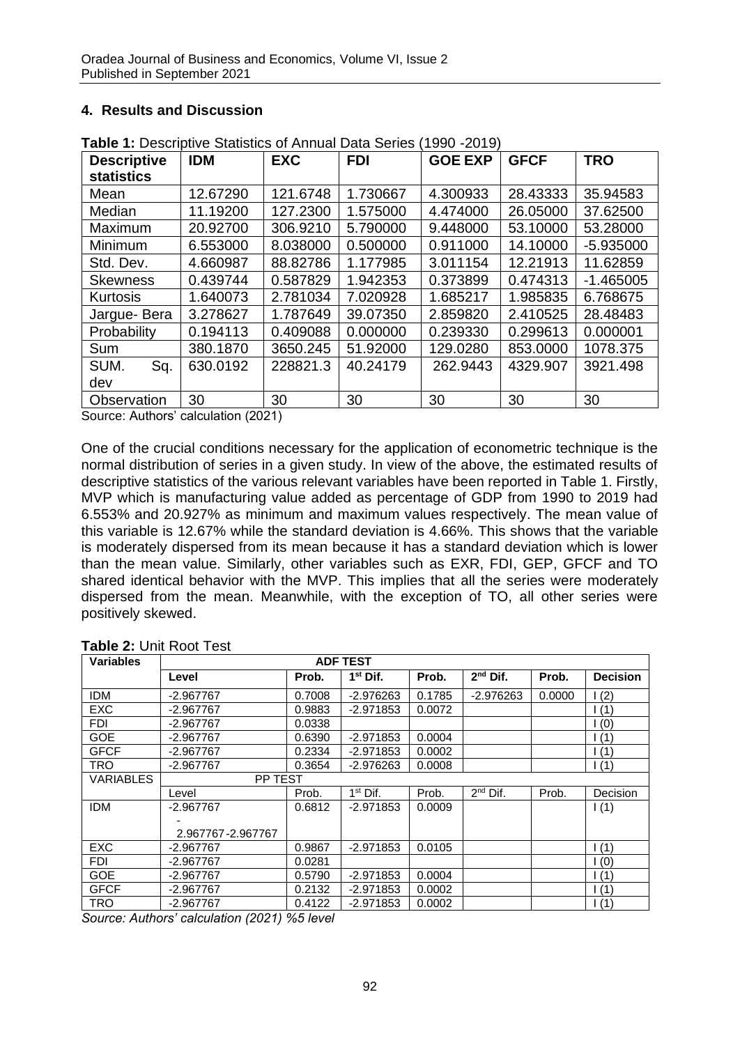## 4. Results and Discussion

**Table 1:** Descriptive Statistics of Annual Data Series (1990 -2019)

| Descriptive statistics | IDM | EXC | FDI | GOE EXP | GFCF | TRO |
|---|---|---|---|---|---|---|
| Mean | 12.67290 | 121.6748 | 1.730667 | 4.300933 | 28.43333 | 35.94583 |
| Median | 11.19200 | 127.2300 | 1.575000 | 4.474000 | 26.05000 | 37.62500 |
| Maximum | 20.92700 | 306.9210 | 5.790000 | 9.448000 | 53.10000 | 53.28000 |
| Minimum | 6.553000 | 8.038000 | 0.500000 | 0.911000 | 14.10000 | -5.935000 |
| Std. Dev. | 4.660987 | 88.82786 | 1.177985 | 3.011154 | 12.21913 | 11.62859 |
| Skewness | 0.439744 | 0.587829 | 1.942353 | 0.373899 | 0.474313 | -1.465005 |
| Kurtosis | 1.640073 | 2.781034 | 7.020928 | 1.685217 | 1.985835 | 6.768675 |
| Jargue- Bera | 3.278627 | 1.787649 | 39.07350 | 2.859820 | 2.410525 | 28.48483 |
| Probability | 0.194113 | 0.409088 | 0.000000 | 0.239330 | 0.299613 | 0.000001 |
| Sum | 380.1870 | 3650.245 | 51.92000 | 129.0280 | 853.0000 | 1078.375 |
| SUM. Sq. dev | 630.0192 | 228821.3 | 40.24179 | 262.9443 | 4329.907 | 3921.498 |
| Observation | 30 | 30 | 30 | 30 | 30 | 30 |

Source: Authors' calculation (2021)

One of the crucial conditions necessary for the application of econometric technique is the normal distribution of series in a given study. In view of the above, the estimated results of descriptive statistics of the various relevant variables have been reported in Table 1. Firstly, MVP which is manufacturing value added as percentage of GDP from 1990 to 2019 had 6.553% and 20.927% as minimum and maximum values respectively. The mean value of this variable is 12.67% while the standard deviation is 4.66%. This shows that the variable is moderately dispersed from its mean because it has a standard deviation which is lower than the mean value. Similarly, other variables such as EXR, FDI, GEP, GFCF and TO shared identical behavior with the MVP. This implies that all the series were moderately dispersed from the mean. Meanwhile, with the exception of TO, all other series were positively skewed.

**Table 2:** Unit Root Test

| **Variables** | **ADF TEST** | | | | | | |
|---|---|---|---|---|---|---|---|
| | **Level** | **Prob.** | **1st Dif.** | **Prob.** | **2nd Dif.** | **Prob.** | **Decision** |
| IDM | -2.967767 | 0.7008 | -2.976263 | 0.1785 | -2.976263 | 0.0000 | I (2) |
| EXC | -2.967767 | 0.9883 | -2.971853 | 0.0072 | | | I (1) |
| FDI | -2.967767 | 0.0338 | | | | | I (0) |
| GOE | -2.967767 | 0.6390 | -2.971853 | 0.0004 | | | I (1) |
| GFCF | -2.967767 | 0.2334 | -2.971853 | 0.0002 | | | I (1) |
| TRO | -2.967767 | 0.3654 | -2.976263 | 0.0008 | | | I (1) |
| VARIABLES | PP TEST | | | | | | |
| | Level | Prob. | 1st Dif. | Prob. | 2nd Dif. | Prob. | Decision |
| IDM | -2.967767 - 2.967767-2.967767 | 0.6812 | -2.971853 | 0.0009 | | | I (1) |
| EXC | -2.967767 | 0.9867 | -2.971853 | 0.0105 | | | I (1) |
| FDI | -2.967767 | 0.0281 | | | | | I (0) |
| GOE | -2.967767 | 0.5790 | -2.971853 | 0.0004 | | | I (1) |
| GFCF | -2.967767 | 0.2132 | -2.971853 | 0.0002 | | | I (1) |
| TRO | -2.967767 | 0.4122 | -2.971853 | 0.0002 | | | I (1) |

*Source: Authors' calculation (2021) %5 level*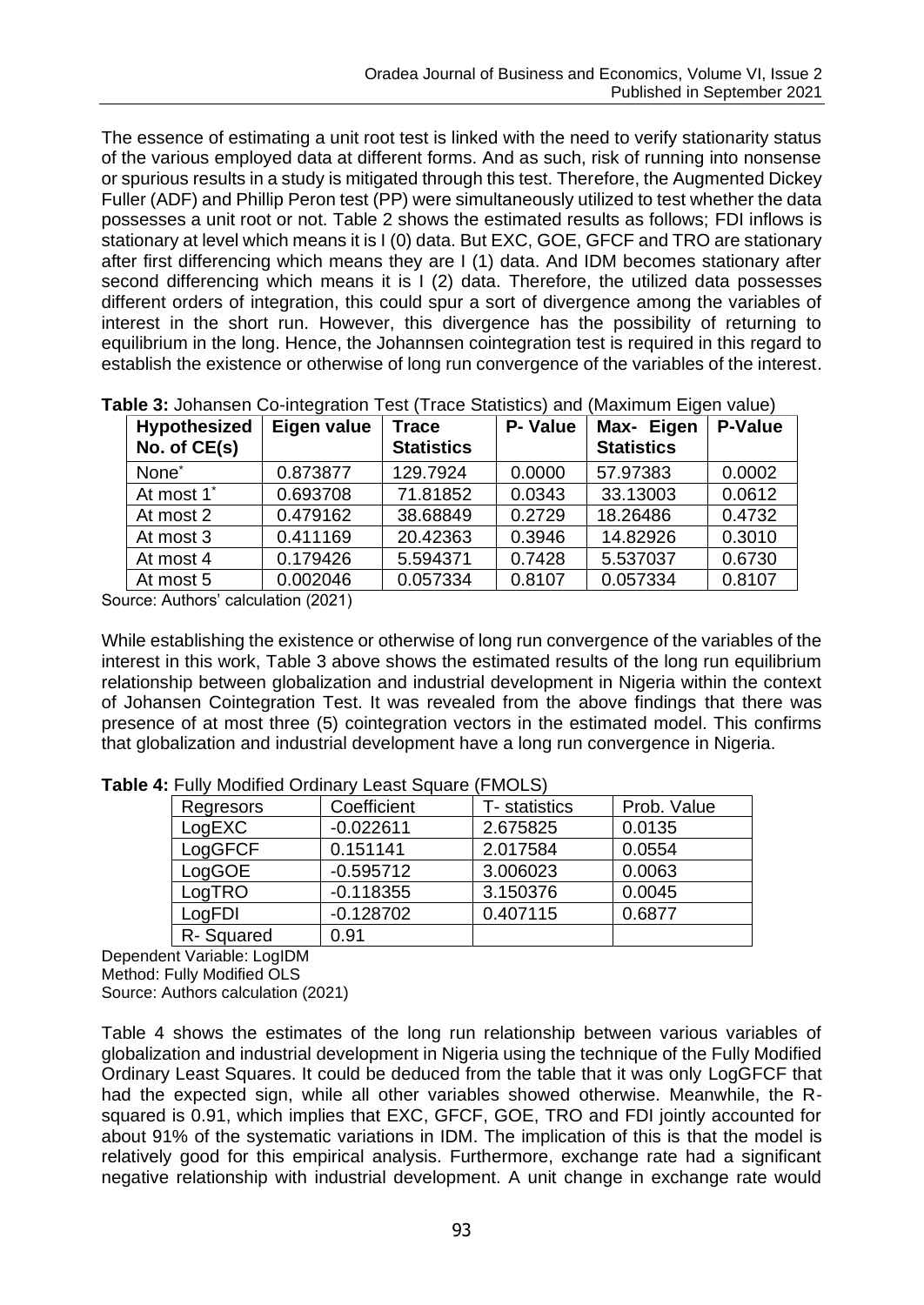The essence of estimating a unit root test is linked with the need to verify stationarity status of the various employed data at different forms. And as such, risk of running into nonsense or spurious results in a study is mitigated through this test. Therefore, the Augmented Dickey Fuller (ADF) and Phillip Peron test (PP) were simultaneously utilized to test whether the data possesses a unit root or not. Table 2 shows the estimated results as follows; FDI inflows is stationary at level which means it is I (0) data. But EXC, GOE, GFCF and TRO are stationary after first differencing which means they are I (1) data. And IDM becomes stationary after second differencing which means it is I (2) data. Therefore, the utilized data possesses different orders of integration, this could spur a sort of divergence among the variables of interest in the short run. However, this divergence has the possibility of returning to equilibrium in the long. Hence, the Johannsen cointegration test is required in this regard to establish the existence or otherwise of long run convergence of the variables of the interest.

**Table 3:** Johansen Co-integration Test (Trace Statistics) and (Maximum Eigen value)

| Hypothesized No. of CE(s) | Eigen value | Trace Statistics | P- Value | Max- Eigen Statistics | P-Value |
|---|---|---|---|---|---|
| None* | 0.873877 | 129.7924 | 0.0000 | 57.97383 | 0.0002 |
| At most 1* | 0.693708 | 71.81852 | 0.0343 | 33.13003 | 0.0612 |
| At most 2 | 0.479162 | 38.68849 | 0.2729 | 18.26486 | 0.4732 |
| At most 3 | 0.411169 | 20.42363 | 0.3946 | 14.82926 | 0.3010 |
| At most 4 | 0.179426 | 5.594371 | 0.7428 | 5.537037 | 0.6730 |
| At most 5 | 0.002046 | 0.057334 | 0.8107 | 0.057334 | 0.8107 |

Source: Authors' calculation (2021)

While establishing the existence or otherwise of long run convergence of the variables of the interest in this work, Table 3 above shows the estimated results of the long run equilibrium relationship between globalization and industrial development in Nigeria within the context of Johansen Cointegration Test. It was revealed from the above findings that there was presence of at most three (5) cointegration vectors in the estimated model. This confirms that globalization and industrial development have a long run convergence in Nigeria.

**Table 4:** Fully Modified Ordinary Least Square (FMOLS)

| Regresors | Coefficient | T- statistics | Prob. Value |
|---|---|---|---|
| LogEXC | -0.022611 | 2.675825 | 0.0135 |
| LogGFCF | 0.151141 | 2.017584 | 0.0554 |
| LogGOE | -0.595712 | 3.006023 | 0.0063 |
| LogTRO | -0.118355 | 3.150376 | 0.0045 |
| LogFDI | -0.128702 | 0.407115 | 0.6877 |
| R- Squared | 0.91 | | |

Dependent Variable: LogIDM
Method: Fully Modified OLS
Source: Authors calculation (2021)

Table 4 shows the estimates of the long run relationship between various variables of globalization and industrial development in Nigeria using the technique of the Fully Modified Ordinary Least Squares. It could be deduced from the table that it was only LogGFCF that had the expected sign, while all other variables showed otherwise. Meanwhile, the R-squared is 0.91, which implies that EXC, GFCF, GOE, TRO and FDI jointly accounted for about 91% of the systematic variations in IDM. The implication of this is that the model is relatively good for this empirical analysis. Furthermore, exchange rate had a significant negative relationship with industrial development. A unit change in exchange rate would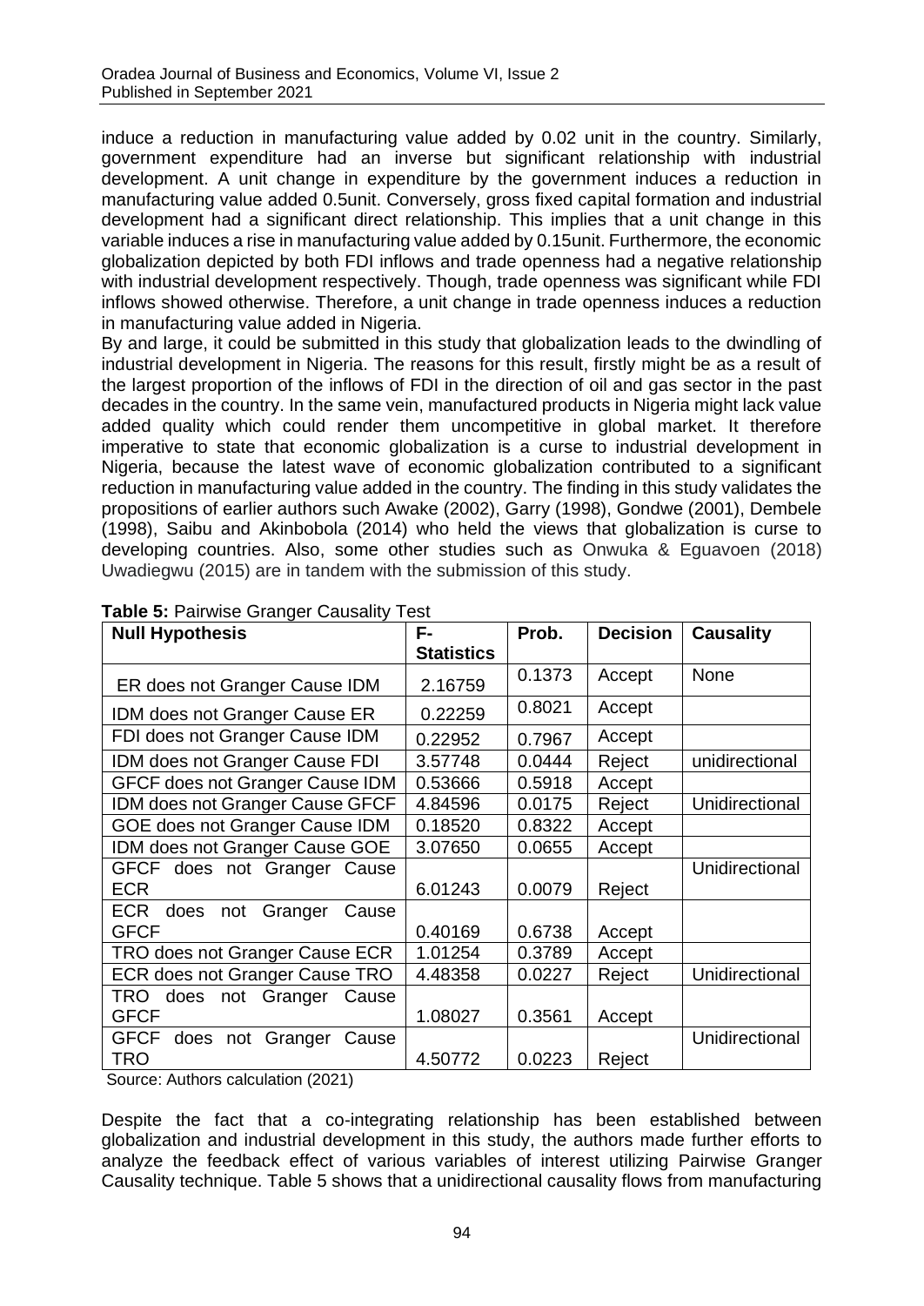induce a reduction in manufacturing value added by 0.02 unit in the country. Similarly, government expenditure had an inverse but significant relationship with industrial development. A unit change in expenditure by the government induces a reduction in manufacturing value added 0.5unit. Conversely, gross fixed capital formation and industrial development had a significant direct relationship. This implies that a unit change in this variable induces a rise in manufacturing value added by 0.15unit. Furthermore, the economic globalization depicted by both FDI inflows and trade openness had a negative relationship with industrial development respectively. Though, trade openness was significant while FDI inflows showed otherwise. Therefore, a unit change in trade openness induces a reduction in manufacturing value added in Nigeria.

By and large, it could be submitted in this study that globalization leads to the dwindling of industrial development in Nigeria. The reasons for this result, firstly might be as a result of the largest proportion of the inflows of FDI in the direction of oil and gas sector in the past decades in the country. In the same vein, manufactured products in Nigeria might lack value added quality which could render them uncompetitive in global market. It therefore imperative to state that economic globalization is a curse to industrial development in Nigeria, because the latest wave of economic globalization contributed to a significant reduction in manufacturing value added in the country. The finding in this study validates the propositions of earlier authors such Awake (2002), Garry (1998), Gondwe (2001), Dembele (1998), Saibu and Akinbobola (2014) who held the views that globalization is curse to developing countries. Also, some other studies such as Onwuka & Eguavoen (2018) Uwadiegwu (2015) are in tandem with the submission of this study.

**Table 5:** Pairwise Granger Causality Test

| Null Hypothesis | F-Statistics | Prob. | Decision | Causality |
|---|---|---|---|---|
| ER does not Granger Cause IDM | 2.16759 | 0.1373 | Accept | None |
| IDM does not Granger Cause ER | 0.22259 | 0.8021 | Accept | |
| FDI does not Granger Cause IDM | 0.22952 | 0.7967 | Accept | |
| IDM does not Granger Cause FDI | 3.57748 | 0.0444 | Reject | unidirectional |
| GFCF does not Granger Cause IDM | 0.53666 | 0.5918 | Accept | |
| IDM does not Granger Cause GFCF | 4.84596 | 0.0175 | Reject | Unidirectional |
| GOE does not Granger Cause IDM | 0.18520 | 0.8322 | Accept | |
| IDM does not Granger Cause GOE | 3.07650 | 0.0655 | Accept | |
| GFCF does not Granger Cause ECR | 6.01243 | 0.0079 | Reject | Unidirectional |
| ECR does not Granger Cause GFCF | 0.40169 | 0.6738 | Accept | |
| TRO does not Granger Cause ECR | 1.01254 | 0.3789 | Accept | |
| ECR does not Granger Cause TRO | 4.48358 | 0.0227 | Reject | Unidirectional |
| TRO does not Granger Cause GFCF | 1.08027 | 0.3561 | Accept | |
| GFCF does not Granger Cause TRO | 4.50772 | 0.0223 | Reject | Unidirectional |

Source: Authors calculation (2021)

Despite the fact that a co-integrating relationship has been established between globalization and industrial development in this study, the authors made further efforts to analyze the feedback effect of various variables of interest utilizing Pairwise Granger Causality technique. Table 5 shows that a unidirectional causality flows from manufacturing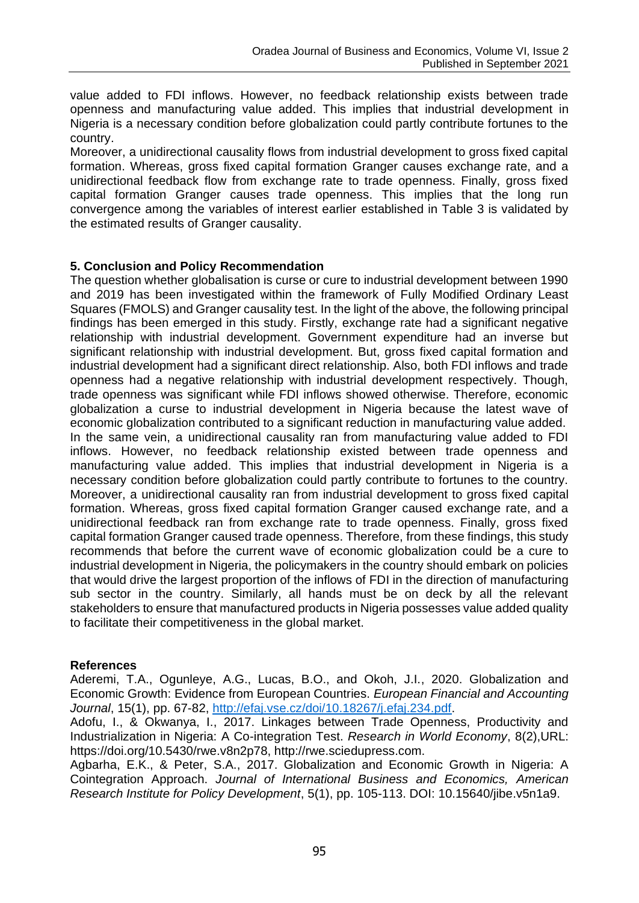value added to FDI inflows. However, no feedback relationship exists between trade openness and manufacturing value added. This implies that industrial development in Nigeria is a necessary condition before globalization could partly contribute fortunes to the country.
Moreover, a unidirectional causality flows from industrial development to gross fixed capital formation. Whereas, gross fixed capital formation Granger causes exchange rate, and a unidirectional feedback flow from exchange rate to trade openness. Finally, gross fixed capital formation Granger causes trade openness. This implies that the long run convergence among the variables of interest earlier established in Table 3 is validated by the estimated results of Granger causality.

## 5. Conclusion and Policy Recommendation

The question whether globalisation is curse or cure to industrial development between 1990 and 2019 has been investigated within the framework of Fully Modified Ordinary Least Squares (FMOLS) and Granger causality test. In the light of the above, the following principal findings has been emerged in this study. Firstly, exchange rate had a significant negative relationship with industrial development. Government expenditure had an inverse but significant relationship with industrial development. But, gross fixed capital formation and industrial development had a significant direct relationship. Also, both FDI inflows and trade openness had a negative relationship with industrial development respectively. Though, trade openness was significant while FDI inflows showed otherwise. Therefore, economic globalization a curse to industrial development in Nigeria because the latest wave of economic globalization contributed to a significant reduction in manufacturing value added.
In the same vein, a unidirectional causality ran from manufacturing value added to FDI inflows. However, no feedback relationship existed between trade openness and manufacturing value added. This implies that industrial development in Nigeria is a necessary condition before globalization could partly contribute to fortunes to the country. Moreover, a unidirectional causality ran from industrial development to gross fixed capital formation. Whereas, gross fixed capital formation Granger caused exchange rate, and a unidirectional feedback ran from exchange rate to trade openness. Finally, gross fixed capital formation Granger caused trade openness. Therefore, from these findings, this study recommends that before the current wave of economic globalization could be a cure to industrial development in Nigeria, the policymakers in the country should embark on policies that would drive the largest proportion of the inflows of FDI in the direction of manufacturing sub sector in the country. Similarly, all hands must be on deck by all the relevant stakeholders to ensure that manufactured products in Nigeria possesses value added quality to facilitate their competitiveness in the global market.

## References

Aderemi, T.A., Ogunleye, A.G., Lucas, B.O., and Okoh, J.I., 2020. Globalization and Economic Growth: Evidence from European Countries. *European Financial and Accounting Journal*, 15(1), pp. 67-82, http://efaj.vse.cz/doi/10.18267/j.efaj.234.pdf.

Adofu, I., & Okwanya, I., 2017. Linkages between Trade Openness, Productivity and Industrialization in Nigeria: A Co-integration Test. *Research in World Economy*, 8(2),URL: https://doi.org/10.5430/rwe.v8n2p78, http://rwe.sciedupress.com.

Agbarha, E.K., & Peter, S.A., 2017. Globalization and Economic Growth in Nigeria: A Cointegration Approach. *Journal of International Business and Economics, American Research Institute for Policy Development*, 5(1), pp. 105-113. DOI: 10.15640/jibe.v5n1a9.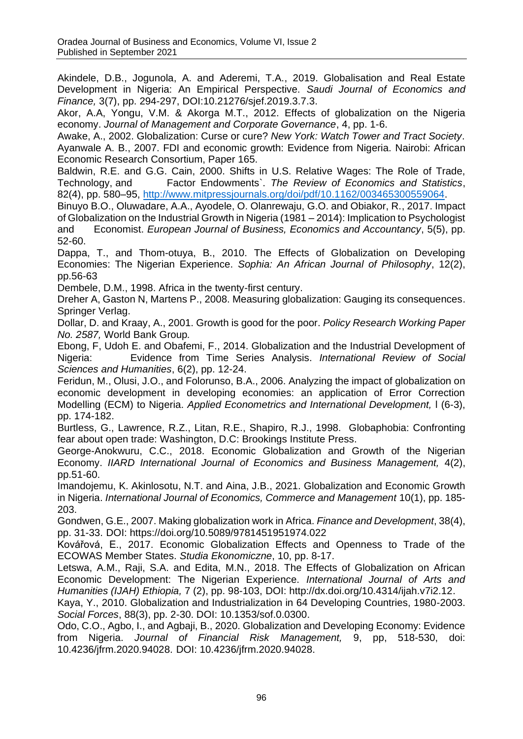Akindele, D.B., Jogunola, A. and Aderemi, T.A., 2019. Globalisation and Real Estate Development in Nigeria: An Empirical Perspective. *Saudi Journal of Economics and Finance,* 3(7), pp. 294-297, DOI:10.21276/sjef.2019.3.7.3.

Akor, A.A, Yongu, V.M. & Akorga M.T., 2012. Effects of globalization on the Nigeria economy. *Journal of Management and Corporate Governance*, 4, pp. 1-6.

Awake, A., 2002. Globalization: Curse or cure? *New York: Watch Tower and Tract Society*.

Ayanwale A. B., 2007. FDI and economic growth: Evidence from Nigeria. Nairobi: African Economic Research Consortium, Paper 165.

Baldwin, R.E. and G.G. Cain, 2000. Shifts in U.S. Relative Wages: The Role of Trade, Technology, and Factor Endowments`. *The Review of Economics and Statistics*, 82(4), pp. 580–95, http://www.mitpressjournals.org/doi/pdf/10.1162/003465300559064.

Binuyo B.O., Oluwadare, A.A., Ayodele, O. Olanrewaju, G.O. and Obiakor, R., 2017. Impact of Globalization on the Industrial Growth in Nigeria (1981 – 2014): Implication to Psychologist and Economist. *European Journal of Business, Economics and Accountancy*, 5(5), pp. 52-60.

Dappa, T., and Thom-otuya, B., 2010. The Effects of Globalization on Developing Economies: The Nigerian Experience. *Sophia: An African Journal of Philosophy*, 12(2), pp.56-63

Dembele, D.M., 1998. Africa in the twenty-first century.

Dreher A, Gaston N, Martens P., 2008. Measuring globalization: Gauging its consequences. Springer Verlag.

Dollar, D. and Kraay, A., 2001. Growth is good for the poor. *Policy Research Working Paper No. 2587,* World Bank Group*.*

Ebong, F, Udoh E. and Obafemi, F., 2014. Globalization and the Industrial Development of Nigeria: Evidence from Time Series Analysis. *International Review of Social Sciences and Humanities*, 6(2), pp. 12-24.

Feridun, M., Olusi, J.O., and Folorunso, B.A., 2006. Analyzing the impact of globalization on economic development in developing economies: an application of Error Correction Modelling (ECM) to Nigeria. *Applied Econometrics and International Development,* I (6-3), pp. 174-182.

Burtless, G., Lawrence, R.Z., Litan, R.E., Shapiro, R.J., 1998. Globaphobia: Confronting fear about open trade: Washington, D.C: Brookings Institute Press.

George-Anokwuru, C.C., 2018. Economic Globalization and Growth of the Nigerian Economy. *IIARD International Journal of Economics and Business Management,* 4(2), pp.51-60.

Imandojemu, K. Akinlosotu, N.T. and Aina, J.B., 2021. Globalization and Economic Growth in Nigeria. *International Journal of Economics, Commerce and Management* 10(1), pp. 185-203.

Gondwen, G.E., 2007. Making globalization work in Africa. *Finance and Development*, 38(4), pp. 31-33. DOI: https://doi.org/10.5089/9781451951974.022

Kovářová, E., 2017. Economic Globalization Effects and Openness to Trade of the ECOWAS Member States. *Studia Ekonomiczne*, 10, pp. 8-17.

Letswa, A.M., Raji, S.A. and Edita, M.N., 2018. The Effects of Globalization on African Economic Development: The Nigerian Experience. *International Journal of Arts and Humanities (IJAH) Ethiopia,* 7 (2), pp. 98-103, DOI: http://dx.doi.org/10.4314/ijah.v7i2.12.

Kaya, Y., 2010. Globalization and Industrialization in 64 Developing Countries, 1980-2003. *Social Forces*, 88(3), pp. 2-30. DOI: 10.1353/sof.0.0300.

Odo, C.O., Agbo, I., and Agbaji, B., 2020. Globalization and Developing Economy: Evidence from Nigeria. *Journal of Financial Risk Management,* 9, pp, 518-530, doi: 10.4236/jfrm.2020.94028. DOI: 10.4236/jfrm.2020.94028.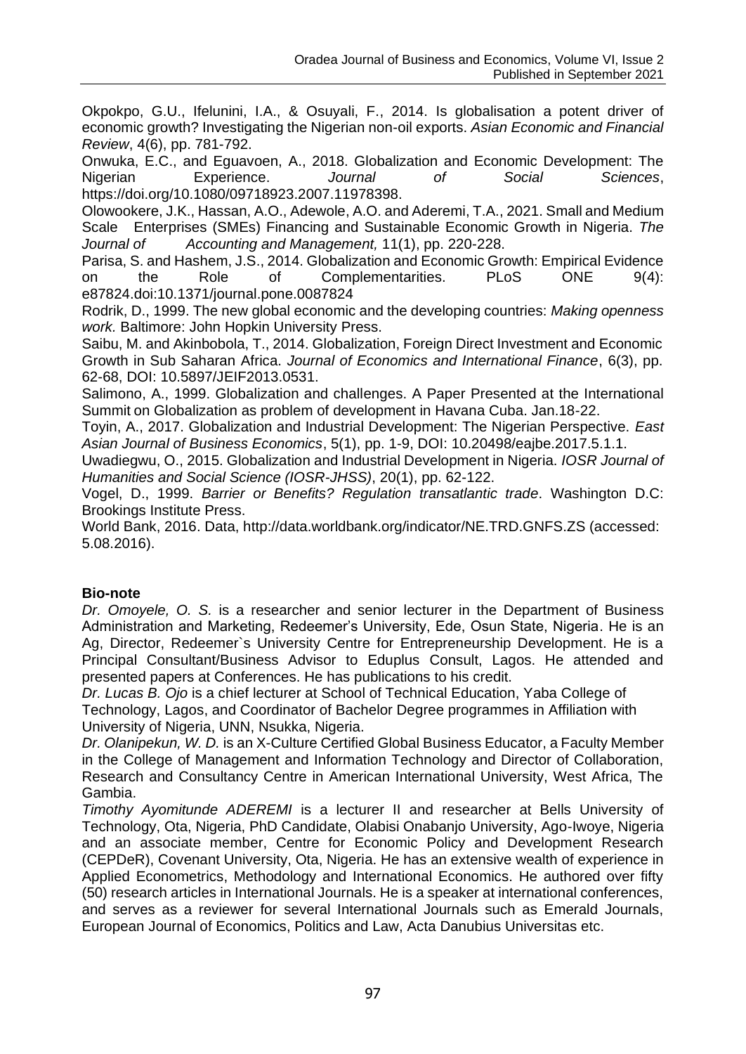Okpokpo, G.U., Ifelunini, I.A., & Osuyali, F., 2014. Is globalisation a potent driver of economic growth? Investigating the Nigerian non-oil exports. *Asian Economic and Financial Review*, 4(6), pp. 781-792.

Onwuka, E.C., and Eguavoen, A., 2018. Globalization and Economic Development: The Nigerian Experience. *Journal of Social Sciences*, https://doi.org/10.1080/09718923.2007.11978398.

Olowookere, J.K., Hassan, A.O., Adewole, A.O. and Aderemi, T.A., 2021. Small and Medium Scale Enterprises (SMEs) Financing and Sustainable Economic Growth in Nigeria. *The Journal of Accounting and Management,* 11(1), pp. 220-228.

Parisa, S. and Hashem, J.S., 2014. Globalization and Economic Growth: Empirical Evidence on the Role of Complementarities. PLoS ONE 9(4): e87824.doi:10.1371/journal.pone.0087824

Rodrik, D., 1999. The new global economic and the developing countries: *Making openness work*. Baltimore: John Hopkin University Press.

Saibu, M. and Akinbobola, T., 2014. Globalization, Foreign Direct Investment and Economic Growth in Sub Saharan Africa. *Journal of Economics and International Finance*, 6(3), pp. 62-68, DOI: 10.5897/JEIF2013.0531.

Salimono, A., 1999. Globalization and challenges. A Paper Presented at the International Summit on Globalization as problem of development in Havana Cuba. Jan.18-22.

Toyin, A., 2017. Globalization and Industrial Development: The Nigerian Perspective. *East Asian Journal of Business Economics*, 5(1), pp. 1-9, DOI: 10.20498/eajbe.2017.5.1.1.

Uwadiegwu, O., 2015. Globalization and Industrial Development in Nigeria. *IOSR Journal of Humanities and Social Science (IOSR-JHSS)*, 20(1), pp. 62-122.

Vogel, D., 1999. *Barrier or Benefits? Regulation transatlantic trade*. Washington D.C: Brookings Institute Press.

World Bank, 2016. Data, http://data.worldbank.org/indicator/NE.TRD.GNFS.ZS (accessed: 5.08.2016).

## Bio-note

*Dr. Omoyele, O. S.* is a researcher and senior lecturer in the Department of Business Administration and Marketing, Redeemer's University, Ede, Osun State, Nigeria. He is an Ag, Director, Redeemer`s University Centre for Entrepreneurship Development. He is a Principal Consultant/Business Advisor to Eduplus Consult, Lagos. He attended and presented papers at Conferences. He has publications to his credit.

*Dr. Lucas B. Ojo* is a chief lecturer at School of Technical Education, Yaba College of Technology, Lagos, and Coordinator of Bachelor Degree programmes in Affiliation with University of Nigeria, UNN, Nsukka, Nigeria.

*Dr. Olanipekun, W. D.* is an X-Culture Certified Global Business Educator, a Faculty Member in the College of Management and Information Technology and Director of Collaboration, Research and Consultancy Centre in American International University, West Africa, The Gambia.

*Timothy Ayomitunde ADEREMI* is a lecturer II and researcher at Bells University of Technology, Ota, Nigeria, PhD Candidate, Olabisi Onabanjo University, Ago-Iwoye, Nigeria and an associate member, Centre for Economic Policy and Development Research (CEPDeR), Covenant University, Ota, Nigeria. He has an extensive wealth of experience in Applied Econometrics, Methodology and International Economics. He authored over fifty (50) research articles in International Journals. He is a speaker at international conferences, and serves as a reviewer for several International Journals such as Emerald Journals, European Journal of Economics, Politics and Law, Acta Danubius Universitas etc.